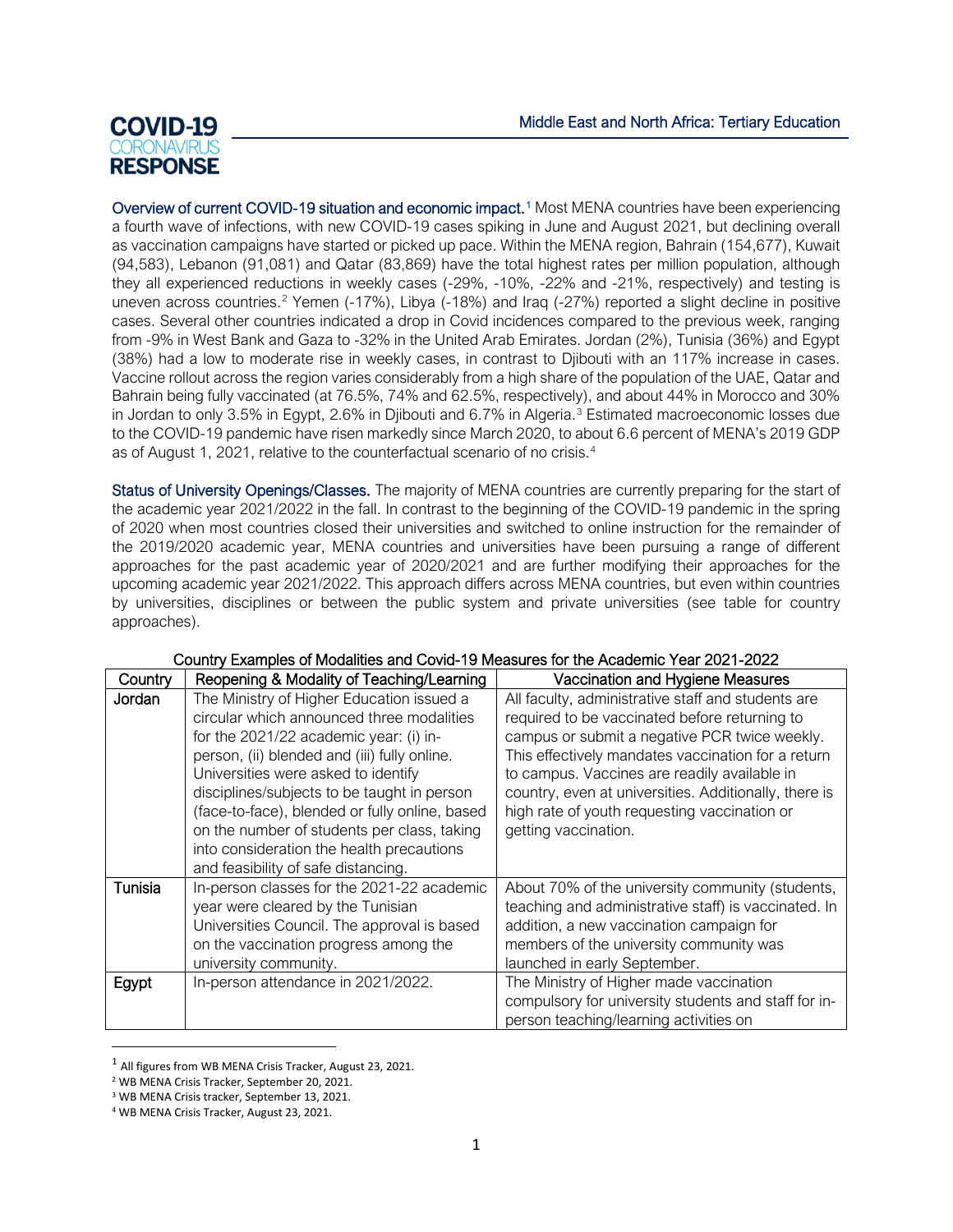# COVID-19 CORONAVIRUS RESPONSE

## Middle East and North Africa: Tertiary Education

**Overview of current COVID-19 situation and economic impact.**[1] Most MENA countries have been experiencing a fourth wave of infections, with new COVID-19 cases spiking in June and August 2021, but declining overall as vaccination campaigns have started or picked up pace. Within the MENA region, Bahrain (154,677), Kuwait (94,583), Lebanon (91,081) and Qatar (83,869) have the total highest rates per million population, although they all experienced reductions in weekly cases (-29%, -10%, -22% and -21%, respectively) and testing is uneven across countries.[2] Yemen (-17%), Libya (-18%) and Iraq (-27%) reported a slight decline in positive cases. Several other countries indicated a drop in Covid incidences compared to the previous week, ranging from -9% in West Bank and Gaza to -32% in the United Arab Emirates. Jordan (2%), Tunisia (36%) and Egypt (38%) had a low to moderate rise in weekly cases, in contrast to Djibouti with an 117% increase in cases. Vaccine rollout across the region varies considerably from a high share of the population of the UAE, Qatar and Bahrain being fully vaccinated (at 76.5%, 74% and 62.5%, respectively), and about 44% in Morocco and 30% in Jordan to only 3.5% in Egypt, 2.6% in Djibouti and 6.7% in Algeria.[3] Estimated macroeconomic losses due to the COVID-19 pandemic have risen markedly since March 2020, to about 6.6 percent of MENA's 2019 GDP as of August 1, 2021, relative to the counterfactual scenario of no crisis.[4]

**Status of University Openings/Classes.** The majority of MENA countries are currently preparing for the start of the academic year 2021/2022 in the fall. In contrast to the beginning of the COVID-19 pandemic in the spring of 2020 when most countries closed their universities and switched to online instruction for the remainder of the 2019/2020 academic year, MENA countries and universities have been pursuing a range of different approaches for the past academic year of 2020/2021 and are further modifying their approaches for the upcoming academic year 2021/2022. This approach differs across MENA countries, but even within countries by universities, disciplines or between the public system and private universities (see table for country approaches).

Country Examples of Modalities and Covid-19 Measures for the Academic Year 2021-2022

| Country | Reopening & Modality of Teaching/Learning | Vaccination and Hygiene Measures |
|---|---|---|
| Jordan | The Ministry of Higher Education issued a circular which announced three modalities for the 2021/22 academic year: (i) in-person, (ii) blended and (iii) fully online. Universities were asked to identify disciplines/subjects to be taught in person (face-to-face), blended or fully online, based on the number of students per class, taking into consideration the health precautions and feasibility of safe distancing. | All faculty, administrative staff and students are required to be vaccinated before returning to campus or submit a negative PCR twice weekly. This effectively mandates vaccination for a return to campus. Vaccines are readily available in country, even at universities. Additionally, there is high rate of youth requesting vaccination or getting vaccination. |
| Tunisia | In-person classes for the 2021-22 academic year were cleared by the Tunisian Universities Council. The approval is based on the vaccination progress among the university community. | About 70% of the university community (students, teaching and administrative staff) is vaccinated. In addition, a new vaccination campaign for members of the university community was launched in early September. |
| Egypt | In-person attendance in 2021/2022. | The Ministry of Higher made vaccination compulsory for university students and staff for in-person teaching/learning activities on |

[1] All figures from WB MENA Crisis Tracker, August 23, 2021.

[2] WB MENA Crisis Tracker, September 20, 2021.

[3] WB MENA Crisis tracker, September 13, 2021.

[4] WB MENA Crisis Tracker, August 23, 2021.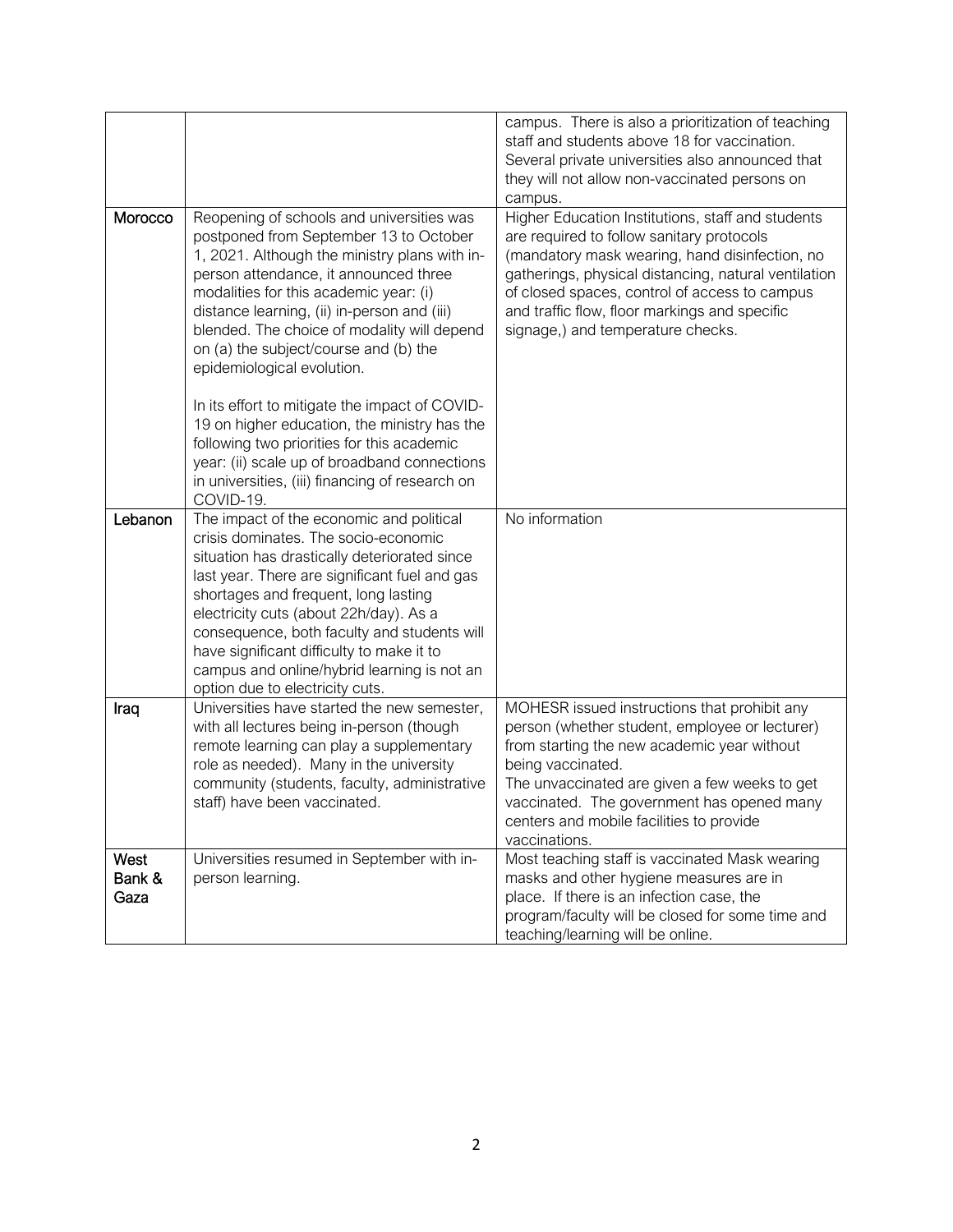| | | |
|---|---|---|
| | | campus. There is also a prioritization of teaching staff and students above 18 for vaccination. Several private universities also announced that they will not allow non-vaccinated persons on campus. |
| **Morocco** | Reopening of schools and universities was postponed from September 13 to October 1, 2021. Although the ministry plans with in-person attendance, it announced three modalities for this academic year: (i) distance learning, (ii) in-person and (iii) blended. The choice of modality will depend on (a) the subject/course and (b) the epidemiological evolution.<br><br>In its effort to mitigate the impact of COVID-19 on higher education, the ministry has the following two priorities for this academic year: (ii) scale up of broadband connections in universities, (iii) financing of research on COVID-19. | Higher Education Institutions, staff and students are required to follow sanitary protocols (mandatory mask wearing, hand disinfection, no gatherings, physical distancing, natural ventilation of closed spaces, control of access to campus and traffic flow, floor markings and specific signage,) and temperature checks. |
| **Lebanon** | The impact of the economic and political crisis dominates. The socio-economic situation has drastically deteriorated since last year. There are significant fuel and gas shortages and frequent, long lasting electricity cuts (about 22h/day). As a consequence, both faculty and students will have significant difficulty to make it to campus and online/hybrid learning is not an option due to electricity cuts. | No information |
| **Iraq** | Universities have started the new semester, with all lectures being in-person (though remote learning can play a supplementary role as needed). Many in the university community (students, faculty, administrative staff) have been vaccinated. | MOHESR issued instructions that prohibit any person (whether student, employee or lecturer) from starting the new academic year without being vaccinated.<br>The unvaccinated are given a few weeks to get vaccinated. The government has opened many centers and mobile facilities to provide vaccinations. |
| **West Bank & Gaza** | Universities resumed in September with in-person learning. | Most teaching staff is vaccinated Mask wearing masks and other hygiene measures are in place. If there is an infection case, the program/faculty will be closed for some time and teaching/learning will be online. |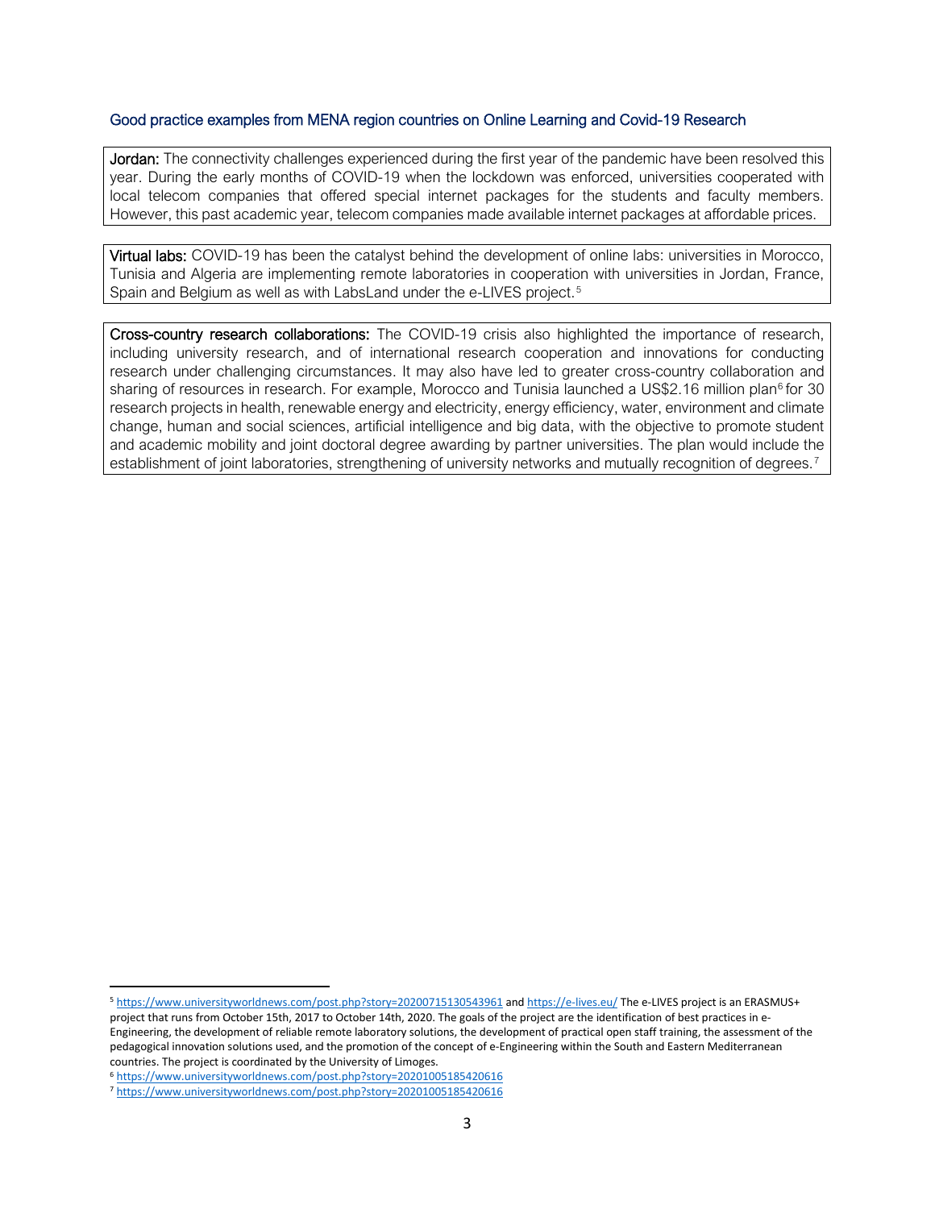### Good practice examples from MENA region countries on Online Learning and Covid-19 Research

**Jordan:** The connectivity challenges experienced during the first year of the pandemic have been resolved this year. During the early months of COVID-19 when the lockdown was enforced, universities cooperated with local telecom companies that offered special internet packages for the students and faculty members. However, this past academic year, telecom companies made available internet packages at affordable prices.

**Virtual labs:** COVID-19 has been the catalyst behind the development of online labs: universities in Morocco, Tunisia and Algeria are implementing remote laboratories in cooperation with universities in Jordan, France, Spain and Belgium as well as with LabsLand under the e-LIVES project.[5]

**Cross-country research collaborations:** The COVID-19 crisis also highlighted the importance of research, including university research, and of international research cooperation and innovations for conducting research under challenging circumstances. It may also have led to greater cross-country collaboration and sharing of resources in research. For example, Morocco and Tunisia launched a US$2.16 million plan[6] for 30 research projects in health, renewable energy and electricity, energy efficiency, water, environment and climate change, human and social sciences, artificial intelligence and big data, with the objective to promote student and academic mobility and joint doctoral degree awarding by partner universities. The plan would include the establishment of joint laboratories, strengthening of university networks and mutually recognition of degrees.[7]

---

[5] https://www.universityworldnews.com/post.php?story=20200715130543961 and https://e-lives.eu/ The e-LIVES project is an ERASMUS+ project that runs from October 15th, 2017 to October 14th, 2020. The goals of the project are the identification of best practices in e-Engineering, the development of reliable remote laboratory solutions, the development of practical open staff training, the assessment of the pedagogical innovation solutions used, and the promotion of the concept of e-Engineering within the South and Eastern Mediterranean countries. The project is coordinated by the University of Limoges.

[6] https://www.universityworldnews.com/post.php?story=20201005185420616

[7] https://www.universityworldnews.com/post.php?story=20201005185420616